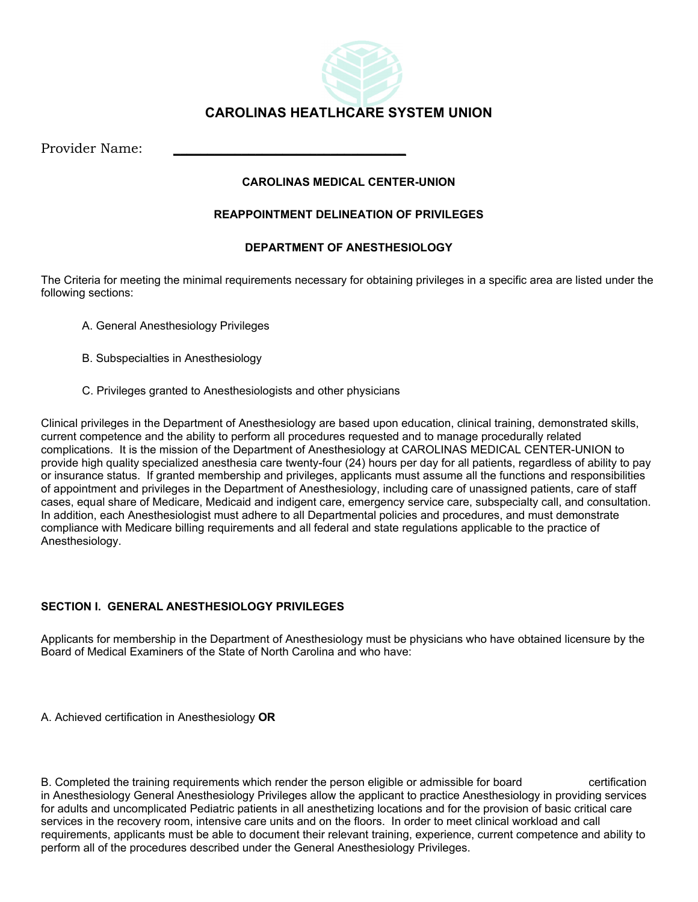# CAROLINAS HEATLHCARE SYSTEM UNION

Provider Name: ________________________________

**CAROLINAS MEDICAL CENTER-UNION**

**REAPPOINTMENT DELINEATION OF PRIVILEGES**

**DEPARTMENT OF ANESTHESIOLOGY**

The Criteria for meeting the minimal requirements necessary for obtaining privileges in a specific area are listed under the following sections:

A. General Anesthesiology Privileges

B. Subspecialties in Anesthesiology

C. Privileges granted to Anesthesiologists and other physicians

Clinical privileges in the Department of Anesthesiology are based upon education, clinical training, demonstrated skills, current competence and the ability to perform all procedures requested and to manage procedurally related complications. It is the mission of the Department of Anesthesiology at CAROLINAS MEDICAL CENTER-UNION to provide high quality specialized anesthesia care twenty-four (24) hours per day for all patients, regardless of ability to pay or insurance status. If granted membership and privileges, applicants must assume all the functions and responsibilities of appointment and privileges in the Department of Anesthesiology, including care of unassigned patients, care of staff cases, equal share of Medicare, Medicaid and indigent care, emergency service care, subspecialty call, and consultation. In addition, each Anesthesiologist must adhere to all Departmental policies and procedures, and must demonstrate compliance with Medicare billing requirements and all federal and state regulations applicable to the practice of Anesthesiology.

**SECTION I. GENERAL ANESTHESIOLOGY PRIVILEGES**

Applicants for membership in the Department of Anesthesiology must be physicians who have obtained licensure by the Board of Medical Examiners of the State of North Carolina and who have:

A. Achieved certification in Anesthesiology **OR**

B. Completed the training requirements which render the person eligible or admissible for board certification in Anesthesiology General Anesthesiology Privileges allow the applicant to practice Anesthesiology in providing services for adults and uncomplicated Pediatric patients in all anesthetizing locations and for the provision of basic critical care services in the recovery room, intensive care units and on the floors. In order to meet clinical workload and call requirements, applicants must be able to document their relevant training, experience, current competence and ability to perform all of the procedures described under the General Anesthesiology Privileges.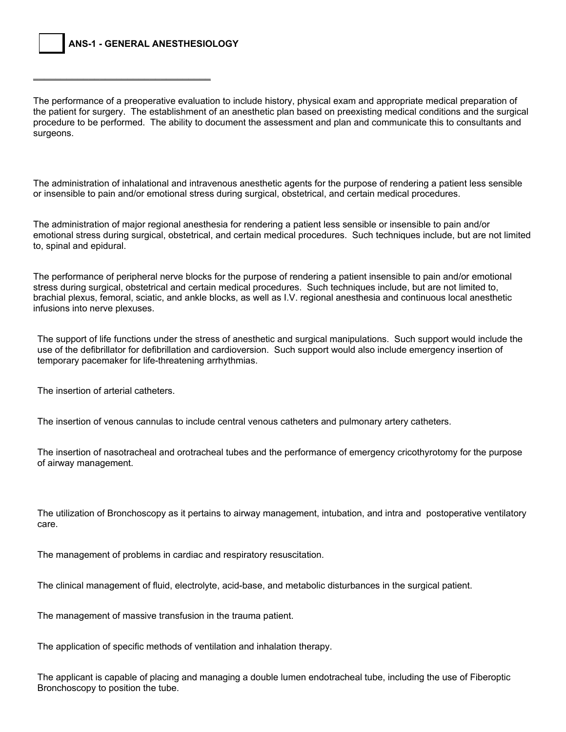☐ **ANS-1 - GENERAL ANESTHESIOLOGY**

___________________________________

The performance of a preoperative evaluation to include history, physical exam and appropriate medical preparation of the patient for surgery. The establishment of an anesthetic plan based on preexisting medical conditions and the surgical procedure to be performed. The ability to document the assessment and plan and communicate this to consultants and surgeons.

The administration of inhalational and intravenous anesthetic agents for the purpose of rendering a patient less sensible or insensible to pain and/or emotional stress during surgical, obstetrical, and certain medical procedures.

The administration of major regional anesthesia for rendering a patient less sensible or insensible to pain and/or emotional stress during surgical, obstetrical, and certain medical procedures. Such techniques include, but are not limited to, spinal and epidural.

The performance of peripheral nerve blocks for the purpose of rendering a patient insensible to pain and/or emotional stress during surgical, obstetrical and certain medical procedures. Such techniques include, but are not limited to, brachial plexus, femoral, sciatic, and ankle blocks, as well as I.V. regional anesthesia and continuous local anesthetic infusions into nerve plexuses.

The support of life functions under the stress of anesthetic and surgical manipulations. Such support would include the use of the defibrillator for defibrillation and cardioversion. Such support would also include emergency insertion of temporary pacemaker for life-threatening arrhythmias.

The insertion of arterial catheters.

The insertion of venous cannulas to include central venous catheters and pulmonary artery catheters.

The insertion of nasotracheal and orotracheal tubes and the performance of emergency cricothyrotomy for the purpose of airway management.

The utilization of Bronchoscopy as it pertains to airway management, intubation, and intra and postoperative ventilatory care.

The management of problems in cardiac and respiratory resuscitation.

The clinical management of fluid, electrolyte, acid-base, and metabolic disturbances in the surgical patient.

The management of massive transfusion in the trauma patient.

The application of specific methods of ventilation and inhalation therapy.

The applicant is capable of placing and managing a double lumen endotracheal tube, including the use of Fiberoptic Bronchoscopy to position the tube.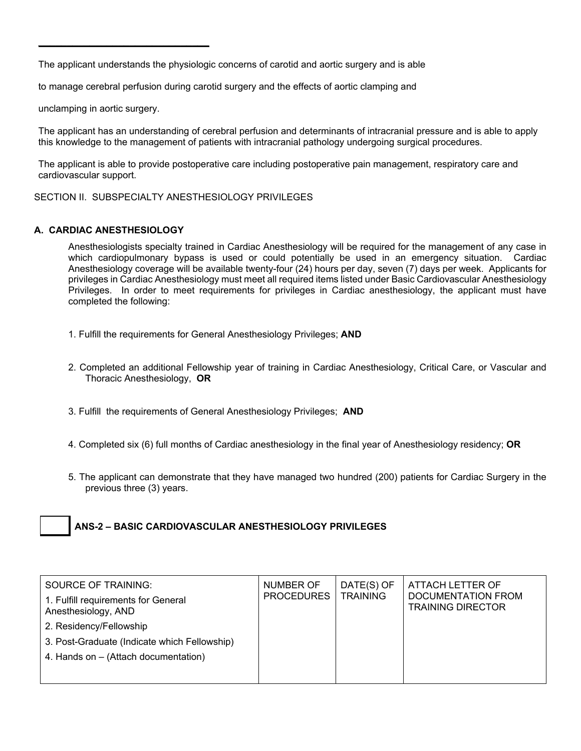The applicant understands the physiologic concerns of carotid and aortic surgery and is able to manage cerebral perfusion during carotid surgery and the effects of aortic clamping and unclamping in aortic surgery.

The applicant has an understanding of cerebral perfusion and determinants of intracranial pressure and is able to apply this knowledge to the management of patients with intracranial pathology undergoing surgical procedures.

The applicant is able to provide postoperative care including postoperative pain management, respiratory care and cardiovascular support.

SECTION II. SUBSPECIALTY ANESTHESIOLOGY PRIVILEGES

**A. CARDIAC ANESTHESIOLOGY**

Anesthesiologists specialty trained in Cardiac Anesthesiology will be required for the management of any case in which cardiopulmonary bypass is used or could potentially be used in an emergency situation. Cardiac Anesthesiology coverage will be available twenty-four (24) hours per day, seven (7) days per week. Applicants for privileges in Cardiac Anesthesiology must meet all required items listed under Basic Cardiovascular Anesthesiology Privileges. In order to meet requirements for privileges in Cardiac anesthesiology, the applicant must have completed the following:

1. Fulfill the requirements for General Anesthesiology Privileges; **AND**

2. Completed an additional Fellowship year of training in Cardiac Anesthesiology, Critical Care, or Vascular and Thoracic Anesthesiology, **OR**

3. Fulfill the requirements of General Anesthesiology Privileges; **AND**

4. Completed six (6) full months of Cardiac anesthesiology in the final year of Anesthesiology residency; **OR**

5. The applicant can demonstrate that they have managed two hundred (200) patients for Cardiac Surgery in the previous three (3) years.

☐ **ANS-2 – BASIC CARDIOVASCULAR ANESTHESIOLOGY PRIVILEGES**

| SOURCE OF TRAINING:<br>1. Fulfill requirements for General Anesthesiology, AND<br>2. Residency/Fellowship<br>3. Post-Graduate (Indicate which Fellowship)<br>4. Hands on – (Attach documentation) | NUMBER OF PROCEDURES | DATE(S) OF TRAINING | ATTACH LETTER OF DOCUMENTATION FROM TRAINING DIRECTOR |
|---|---|---|---|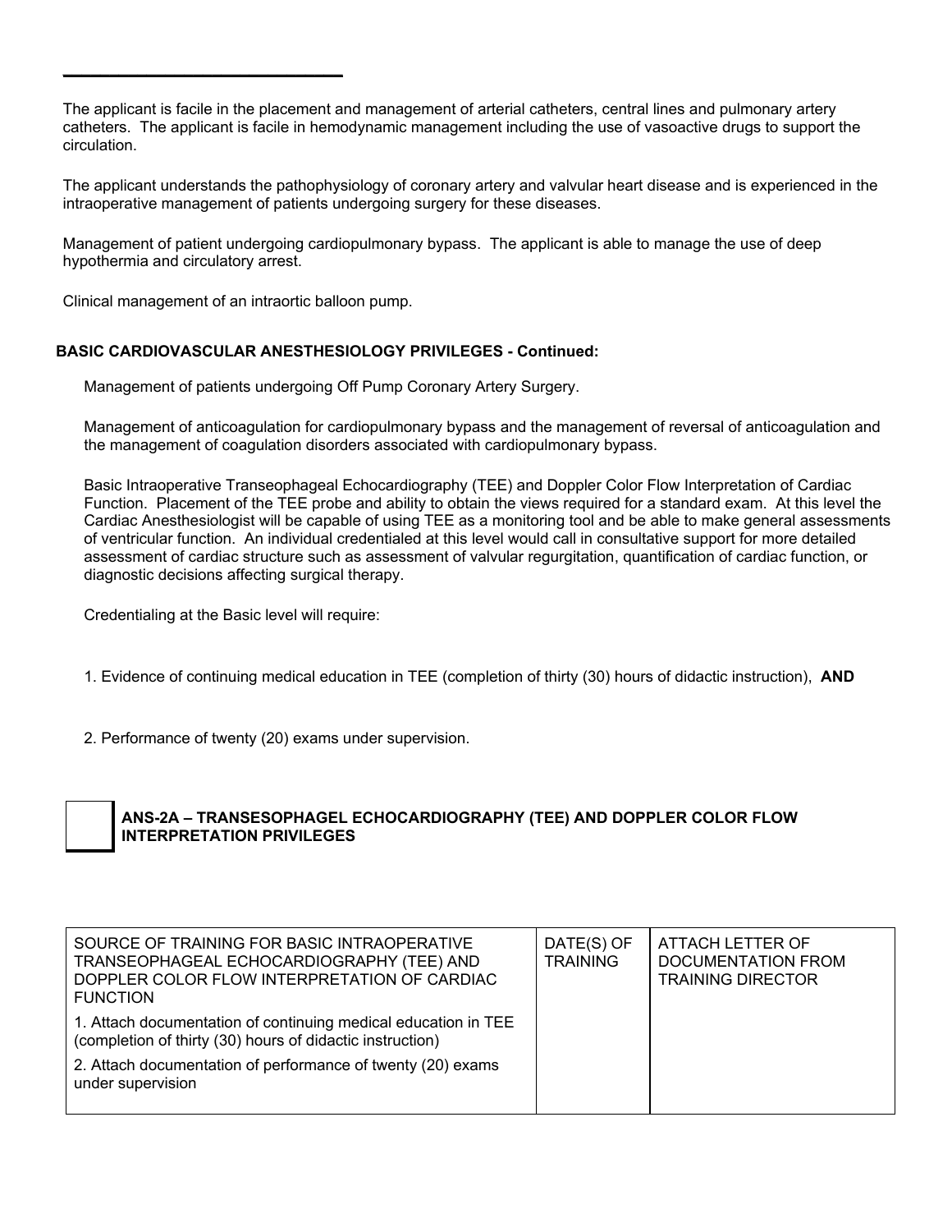The applicant is facile in the placement and management of arterial catheters, central lines and pulmonary artery catheters. The applicant is facile in hemodynamic management including the use of vasoactive drugs to support the circulation.

The applicant understands the pathophysiology of coronary artery and valvular heart disease and is experienced in the intraoperative management of patients undergoing surgery for these diseases.

Management of patient undergoing cardiopulmonary bypass. The applicant is able to manage the use of deep hypothermia and circulatory arrest.

Clinical management of an intraortic balloon pump.

**BASIC CARDIOVASCULAR ANESTHESIOLOGY PRIVILEGES - Continued:**

Management of patients undergoing Off Pump Coronary Artery Surgery.

Management of anticoagulation for cardiopulmonary bypass and the management of reversal of anticoagulation and the management of coagulation disorders associated with cardiopulmonary bypass.

Basic Intraoperative Transeophageal Echocardiography (TEE) and Doppler Color Flow Interpretation of Cardiac Function. Placement of the TEE probe and ability to obtain the views required for a standard exam. At this level the Cardiac Anesthesiologist will be capable of using TEE as a monitoring tool and be able to make general assessments of ventricular function. An individual credentialed at this level would call in consultative support for more detailed assessment of cardiac structure such as assessment of valvular regurgitation, quantification of cardiac function, or diagnostic decisions affecting surgical therapy.

Credentialing at the Basic level will require:

1. Evidence of continuing medical education in TEE (completion of thirty (30) hours of didactic instruction), **AND**

2. Performance of twenty (20) exams under supervision.

☐ **ANS-2A – TRANSESOPHAGEL ECHOCARDIOGRAPHY (TEE) AND DOPPLER COLOR FLOW INTERPRETATION PRIVILEGES**

| SOURCE OF TRAINING FOR BASIC INTRAOPERATIVE TRANSEOPHAGEAL ECHOCARDIOGRAPHY (TEE) AND DOPPLER COLOR FLOW INTERPRETATION OF CARDIAC FUNCTION<br>1. Attach documentation of continuing medical education in TEE (completion of thirty (30) hours of didactic instruction)<br>2. Attach documentation of performance of twenty (20) exams under supervision | DATE(S) OF TRAINING | ATTACH LETTER OF DOCUMENTATION FROM TRAINING DIRECTOR |
|---|---|---|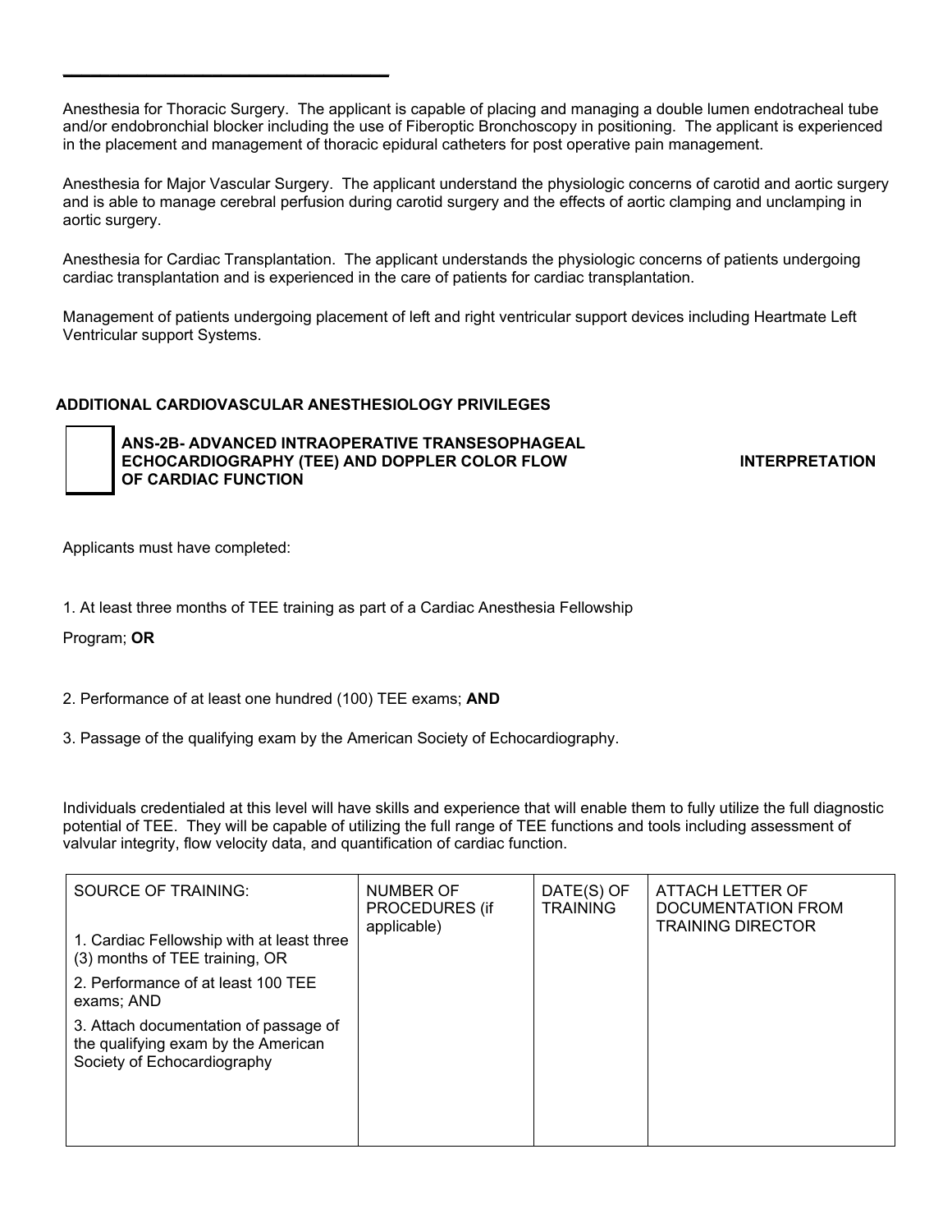Anesthesia for Thoracic Surgery. The applicant is capable of placing and managing a double lumen endotracheal tube and/or endobronchial blocker including the use of Fiberoptic Bronchoscopy in positioning. The applicant is experienced in the placement and management of thoracic epidural catheters for post operative pain management.

Anesthesia for Major Vascular Surgery. The applicant understand the physiologic concerns of carotid and aortic surgery and is able to manage cerebral perfusion during carotid surgery and the effects of aortic clamping and unclamping in aortic surgery.

Anesthesia for Cardiac Transplantation. The applicant understands the physiologic concerns of patients undergoing cardiac transplantation and is experienced in the care of patients for cardiac transplantation.

Management of patients undergoing placement of left and right ventricular support devices including Heartmate Left Ventricular support Systems.

## ADDITIONAL CARDIOVASCULAR ANESTHESIOLOGY PRIVILEGES

☐ **ANS-2B- ADVANCED INTRAOPERATIVE TRANSESOPHAGEAL ECHOCARDIOGRAPHY (TEE) AND DOPPLER COLOR FLOW INTERPRETATION OF CARDIAC FUNCTION**

Applicants must have completed:

1. At least three months of TEE training as part of a Cardiac Anesthesia Fellowship Program; **OR**

2. Performance of at least one hundred (100) TEE exams; **AND**

3. Passage of the qualifying exam by the American Society of Echocardiography.

Individuals credentialed at this level will have skills and experience that will enable them to fully utilize the full diagnostic potential of TEE. They will be capable of utilizing the full range of TEE functions and tools including assessment of valvular integrity, flow velocity data, and quantification of cardiac function.

| SOURCE OF TRAINING:<br><br>1. Cardiac Fellowship with at least three (3) months of TEE training, OR<br>2. Performance of at least 100 TEE exams; AND<br>3. Attach documentation of passage of the qualifying exam by the American Society of Echocardiography | NUMBER OF PROCEDURES (if applicable) | DATE(S) OF TRAINING | ATTACH LETTER OF DOCUMENTATION FROM TRAINING DIRECTOR |
|---|---|---|---|
| | | | |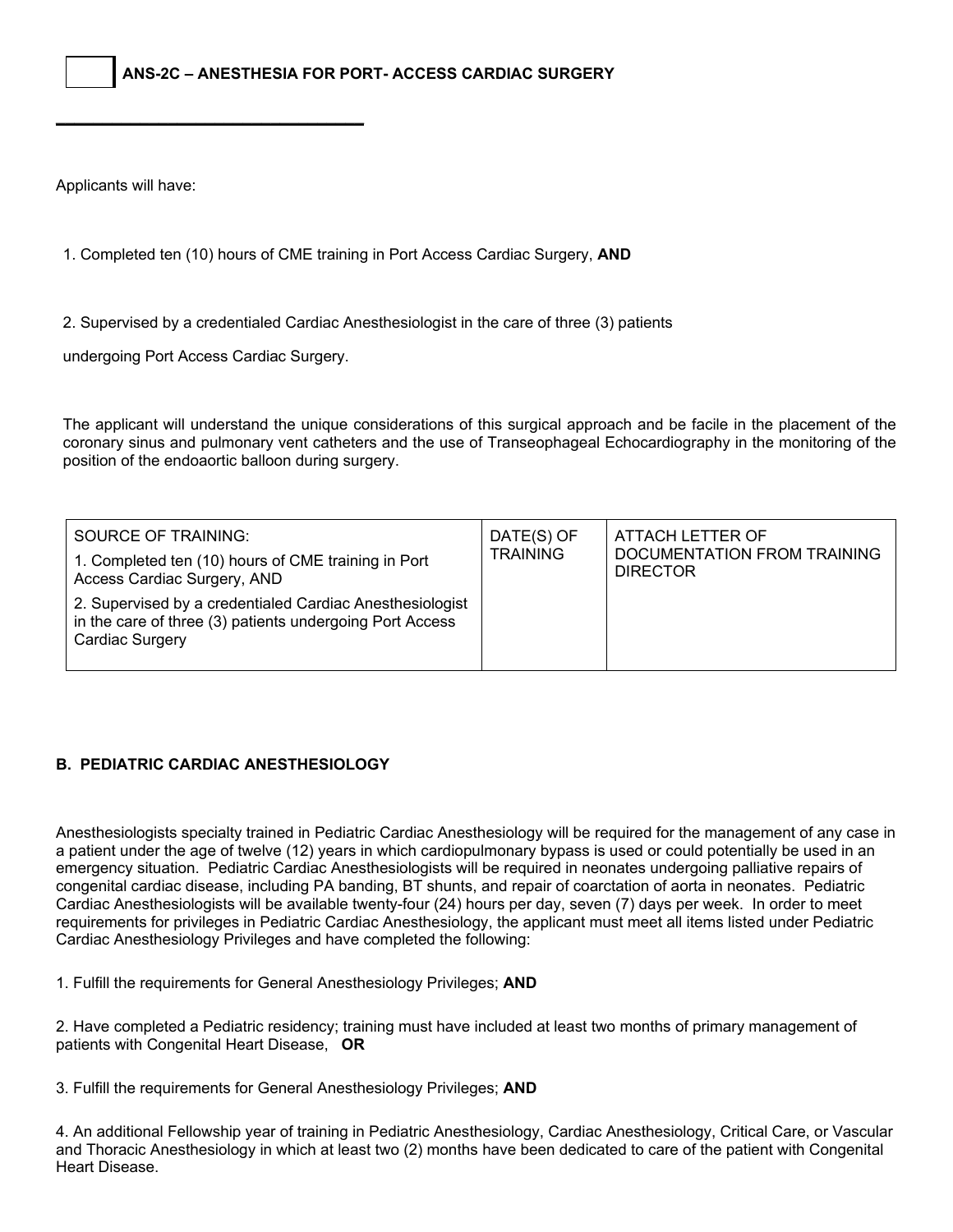## ANS-2C – ANESTHESIA FOR PORT- ACCESS CARDIAC SURGERY

Applicants will have:

1. Completed ten (10) hours of CME training in Port Access Cardiac Surgery, **AND**

2. Supervised by a credentialed Cardiac Anesthesiologist in the care of three (3) patients undergoing Port Access Cardiac Surgery.

The applicant will understand the unique considerations of this surgical approach and be facile in the placement of the coronary sinus and pulmonary vent catheters and the use of Transeophageal Echocardiography in the monitoring of the position of the endoaortic balloon during surgery.

| SOURCE OF TRAINING:<br>1. Completed ten (10) hours of CME training in Port Access Cardiac Surgery, AND<br>2. Supervised by a credentialed Cardiac Anesthesiologist in the care of three (3) patients undergoing Port Access Cardiac Surgery | DATE(S) OF TRAINING | ATTACH LETTER OF DOCUMENTATION FROM TRAINING DIRECTOR |
|---|---|---|

## B. PEDIATRIC CARDIAC ANESTHESIOLOGY

Anesthesiologists specialty trained in Pediatric Cardiac Anesthesiology will be required for the management of any case in a patient under the age of twelve (12) years in which cardiopulmonary bypass is used or could potentially be used in an emergency situation. Pediatric Cardiac Anesthesiologists will be required in neonates undergoing palliative repairs of congenital cardiac disease, including PA banding, BT shunts, and repair of coarctation of aorta in neonates. Pediatric Cardiac Anesthesiologists will be available twenty-four (24) hours per day, seven (7) days per week. In order to meet requirements for privileges in Pediatric Cardiac Anesthesiology, the applicant must meet all items listed under Pediatric Cardiac Anesthesiology Privileges and have completed the following:

1. Fulfill the requirements for General Anesthesiology Privileges; **AND**

2. Have completed a Pediatric residency; training must have included at least two months of primary management of patients with Congenital Heart Disease, **OR**

3. Fulfill the requirements for General Anesthesiology Privileges; **AND**

4. An additional Fellowship year of training in Pediatric Anesthesiology, Cardiac Anesthesiology, Critical Care, or Vascular and Thoracic Anesthesiology in which at least two (2) months have been dedicated to care of the patient with Congenital Heart Disease.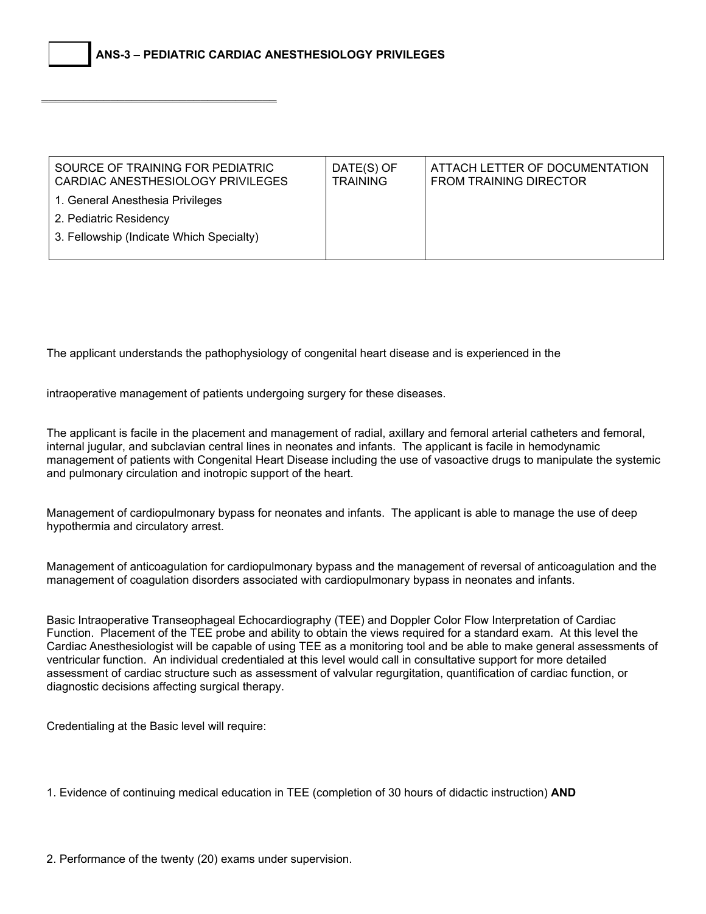## ANS-3 – PEDIATRIC CARDIAC ANESTHESIOLOGY PRIVILEGES

| SOURCE OF TRAINING FOR PEDIATRIC CARDIAC ANESTHESIOLOGY PRIVILEGES<br>1. General Anesthesia Privileges<br>2. Pediatric Residency<br>3. Fellowship (Indicate Which Specialty) | DATE(S) OF TRAINING | ATTACH LETTER OF DOCUMENTATION FROM TRAINING DIRECTOR |
|---|---|---|

The applicant understands the pathophysiology of congenital heart disease and is experienced in the

intraoperative management of patients undergoing surgery for these diseases.

The applicant is facile in the placement and management of radial, axillary and femoral arterial catheters and femoral, internal jugular, and subclavian central lines in neonates and infants. The applicant is facile in hemodynamic management of patients with Congenital Heart Disease including the use of vasoactive drugs to manipulate the systemic and pulmonary circulation and inotropic support of the heart.

Management of cardiopulmonary bypass for neonates and infants. The applicant is able to manage the use of deep hypothermia and circulatory arrest.

Management of anticoagulation for cardiopulmonary bypass and the management of reversal of anticoagulation and the management of coagulation disorders associated with cardiopulmonary bypass in neonates and infants.

Basic Intraoperative Transeophageal Echocardiography (TEE) and Doppler Color Flow Interpretation of Cardiac Function. Placement of the TEE probe and ability to obtain the views required for a standard exam. At this level the Cardiac Anesthesiologist will be capable of using TEE as a monitoring tool and be able to make general assessments of ventricular function. An individual credentialed at this level would call in consultative support for more detailed assessment of cardiac structure such as assessment of valvular regurgitation, quantification of cardiac function, or diagnostic decisions affecting surgical therapy.

Credentialing at the Basic level will require:

1. Evidence of continuing medical education in TEE (completion of 30 hours of didactic instruction) **AND**

2. Performance of the twenty (20) exams under supervision.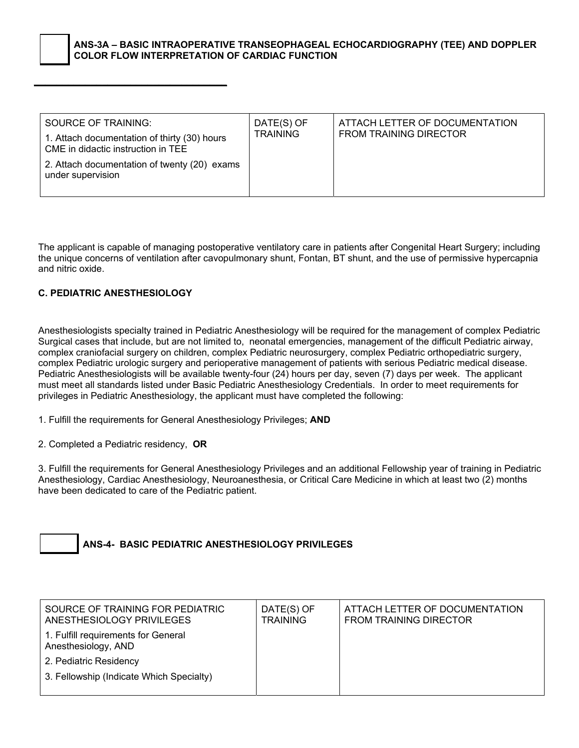☐ **ANS-3A – BASIC INTRAOPERATIVE TRANSEOPHAGEAL ECHOCARDIOGRAPHY (TEE) AND DOPPLER COLOR FLOW INTERPRETATION OF CARDIAC FUNCTION**

___________________________________

| SOURCE OF TRAINING:<br>1. Attach documentation of thirty (30) hours CME in didactic instruction in TEE<br>2. Attach documentation of twenty (20) exams under supervision | DATE(S) OF TRAINING | ATTACH LETTER OF DOCUMENTATION FROM TRAINING DIRECTOR |
| --- | --- | --- |
| | | |

The applicant is capable of managing postoperative ventilatory care in patients after Congenital Heart Surgery; including the unique concerns of ventilation after cavopulmonary shunt, Fontan, BT shunt, and the use of permissive hypercapnia and nitric oxide.

### C. PEDIATRIC ANESTHESIOLOGY

Anesthesiologists specialty trained in Pediatric Anesthesiology will be required for the management of complex Pediatric Surgical cases that include, but are not limited to, neonatal emergencies, management of the difficult Pediatric airway, complex craniofacial surgery on children, complex Pediatric neurosurgery, complex Pediatric orthopediatric surgery, complex Pediatric urologic surgery and perioperative management of patients with serious Pediatric medical disease. Pediatric Anesthesiologists will be available twenty-four (24) hours per day, seven (7) days per week. The applicant must meet all standards listed under Basic Pediatric Anesthesiology Credentials. In order to meet requirements for privileges in Pediatric Anesthesiology, the applicant must have completed the following:

1. Fulfill the requirements for General Anesthesiology Privileges; **AND**

2. Completed a Pediatric residency, **OR**

3. Fulfill the requirements for General Anesthesiology Privileges and an additional Fellowship year of training in Pediatric Anesthesiology, Cardiac Anesthesiology, Neuroanesthesia, or Critical Care Medicine in which at least two (2) months have been dedicated to care of the Pediatric patient.

☐ **ANS-4- BASIC PEDIATRIC ANESTHESIOLOGY PRIVILEGES**

| SOURCE OF TRAINING FOR PEDIATRIC ANESTHESIOLOGY PRIVILEGES<br>1. Fulfill requirements for General Anesthesiology, AND<br>2. Pediatric Residency<br>3. Fellowship (Indicate Which Specialty) | DATE(S) OF TRAINING | ATTACH LETTER OF DOCUMENTATION FROM TRAINING DIRECTOR |
| --- | --- | --- |
| | | |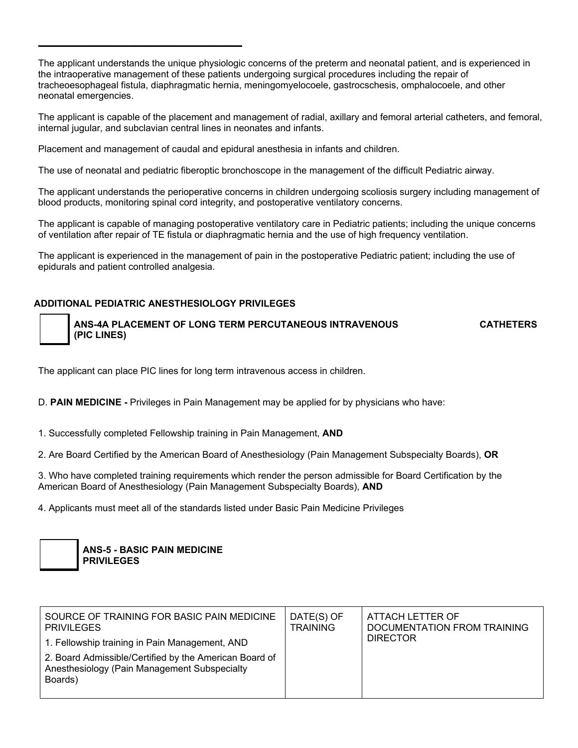The applicant understands the unique physiologic concerns of the preterm and neonatal patient, and is experienced in the intraoperative management of these patients undergoing surgical procedures including the repair of tracheoesophageal fistula, diaphragmatic hernia, meningomyelocoele, gastrocschesis, omphalocoele, and other neonatal emergencies.

The applicant is capable of the placement and management of radial, axillary and femoral arterial catheters, and femoral, internal jugular, and subclavian central lines in neonates and infants.

Placement and management of caudal and epidural anesthesia in infants and children.

The use of neonatal and pediatric fiberoptic bronchoscope in the management of the difficult Pediatric airway.

The applicant understands the perioperative concerns in children undergoing scoliosis surgery including management of blood products, monitoring spinal cord integrity, and postoperative ventilatory concerns.

The applicant is capable of managing postoperative ventilatory care in Pediatric patients; including the unique concerns of ventilation after repair of TE fistula or diaphragmatic hernia and the use of high frequency ventilation.

The applicant is experienced in the management of pain in the postoperative Pediatric patient; including the use of epidurals and patient controlled analgesia.

**ADDITIONAL PEDIATRIC ANESTHESIOLOGY PRIVILEGES**

☐ **ANS-4A PLACEMENT OF LONG TERM PERCUTANEOUS INTRAVENOUS CATHETERS (PIC LINES)**

The applicant can place PIC lines for long term intravenous access in children.

D. **PAIN MEDICINE -** Privileges in Pain Management may be applied for by physicians who have:

1. Successfully completed Fellowship training in Pain Management, **AND**

2. Are Board Certified by the American Board of Anesthesiology (Pain Management Subspecialty Boards), **OR**

3. Who have completed training requirements which render the person admissible for Board Certification by the American Board of Anesthesiology (Pain Management Subspecialty Boards), **AND**

4. Applicants must meet all of the standards listed under Basic Pain Medicine Privileges

☐ **ANS-5 - BASIC PAIN MEDICINE PRIVILEGES**

| SOURCE OF TRAINING FOR BASIC PAIN MEDICINE PRIVILEGES<br>1. Fellowship training in Pain Management, AND<br>2. Board Admissible/Certified by the American Board of Anesthesiology (Pain Management Subspecialty Boards) | DATE(S) OF TRAINING | ATTACH LETTER OF DOCUMENTATION FROM TRAINING DIRECTOR |
|---|---|---|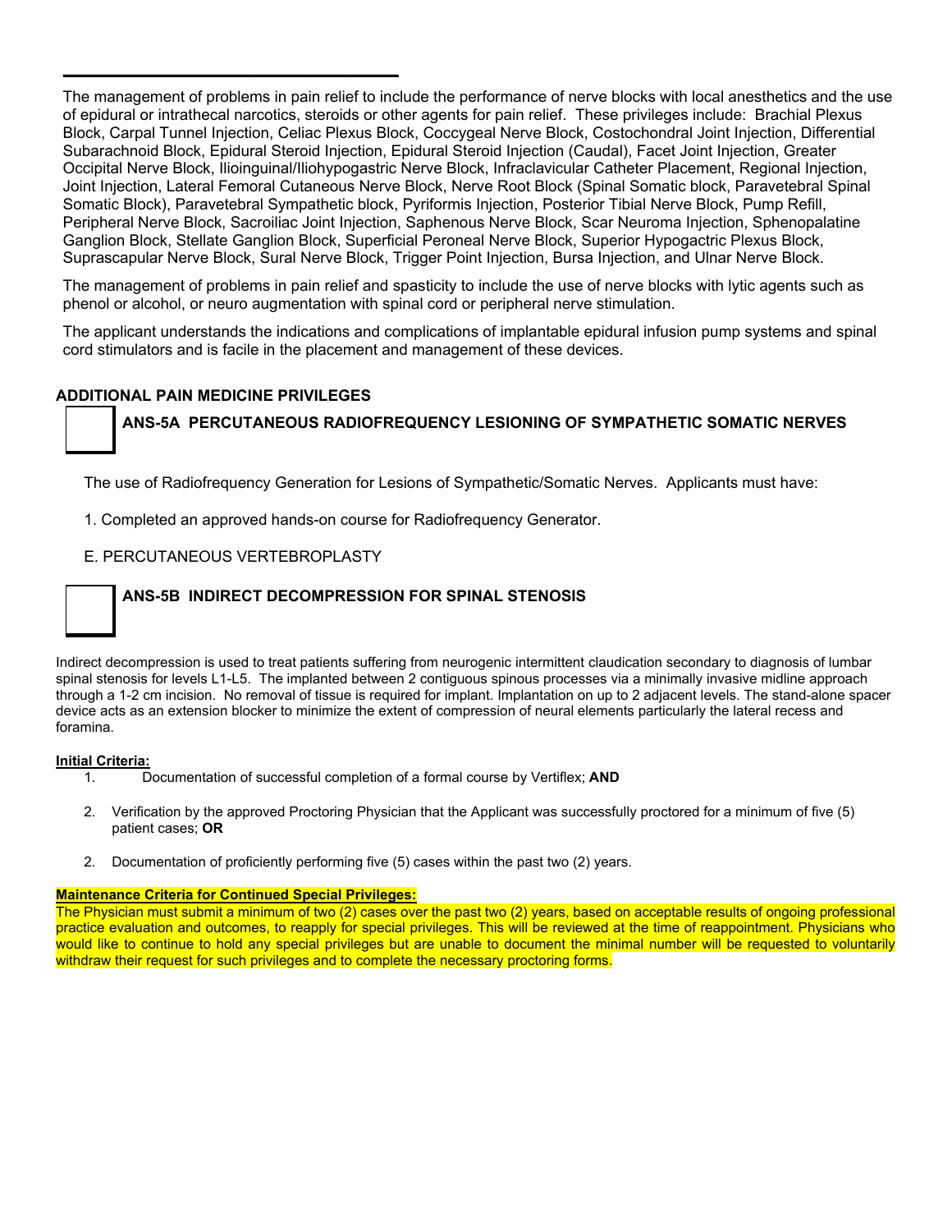The management of problems in pain relief to include the performance of nerve blocks with local anesthetics and the use of epidural or intrathecal narcotics, steroids or other agents for pain relief. These privileges include: Brachial Plexus Block, Carpal Tunnel Injection, Celiac Plexus Block, Coccygeal Nerve Block, Costochondral Joint Injection, Differential Subarachnoid Block, Epidural Steroid Injection, Epidural Steroid Injection (Caudal), Facet Joint Injection, Greater Occipital Nerve Block, Ilioinguinal/Iliohypogastric Nerve Block, Infraclavicular Catheter Placement, Regional Injection, Joint Injection, Lateral Femoral Cutaneous Nerve Block, Nerve Root Block (Spinal Somatic block, Paravetebral Spinal Somatic Block), Paravetebral Sympathetic block, Pyriformis Injection, Posterior Tibial Nerve Block, Pump Refill, Peripheral Nerve Block, Sacroiliac Joint Injection, Saphenous Nerve Block, Scar Neuroma Injection, Sphenopalatine Ganglion Block, Stellate Ganglion Block, Superficial Peroneal Nerve Block, Superior Hypogactric Plexus Block, Suprascapular Nerve Block, Sural Nerve Block, Trigger Point Injection, Bursa Injection, and Ulnar Nerve Block.

The management of problems in pain relief and spasticity to include the use of nerve blocks with lytic agents such as phenol or alcohol, or neuro augmentation with spinal cord or peripheral nerve stimulation.

The applicant understands the indications and complications of implantable epidural infusion pump systems and spinal cord stimulators and is facile in the placement and management of these devices.

## ADDITIONAL PAIN MEDICINE PRIVILEGES

☐ **ANS-5A PERCUTANEOUS RADIOFREQUENCY LESIONING OF SYMPATHETIC SOMATIC NERVES**

The use of Radiofrequency Generation for Lesions of Sympathetic/Somatic Nerves. Applicants must have:

1. Completed an approved hands-on course for Radiofrequency Generator.

E. PERCUTANEOUS VERTEBROPLASTY

☐ **ANS-5B INDIRECT DECOMPRESSION FOR SPINAL STENOSIS**

Indirect decompression is used to treat patients suffering from neurogenic intermittent claudication secondary to diagnosis of lumbar spinal stenosis for levels L1-L5. The implanted between 2 contiguous spinous processes via a minimally invasive midline approach through a 1-2 cm incision. No removal of tissue is required for implant. Implantation on up to 2 adjacent levels. The stand-alone spacer device acts as an extension blocker to minimize the extent of compression of neural elements particularly the lateral recess and foramina.

**Initial Criteria:**

1. Documentation of successful completion of a formal course by Vertiflex; **AND**

2. Verification by the approved Proctoring Physician that the Applicant was successfully proctored for a minimum of five (5) patient cases; **OR**

2. Documentation of proficiently performing five (5) cases within the past two (2) years.

**Maintenance Criteria for Continued Special Privileges:**

The Physician must submit a minimum of two (2) cases over the past two (2) years, based on acceptable results of ongoing professional practice evaluation and outcomes, to reapply for special privileges. This will be reviewed at the time of reappointment. Physicians who would like to continue to hold any special privileges but are unable to document the minimal number will be requested to voluntarily withdraw their request for such privileges and to complete the necessary proctoring forms.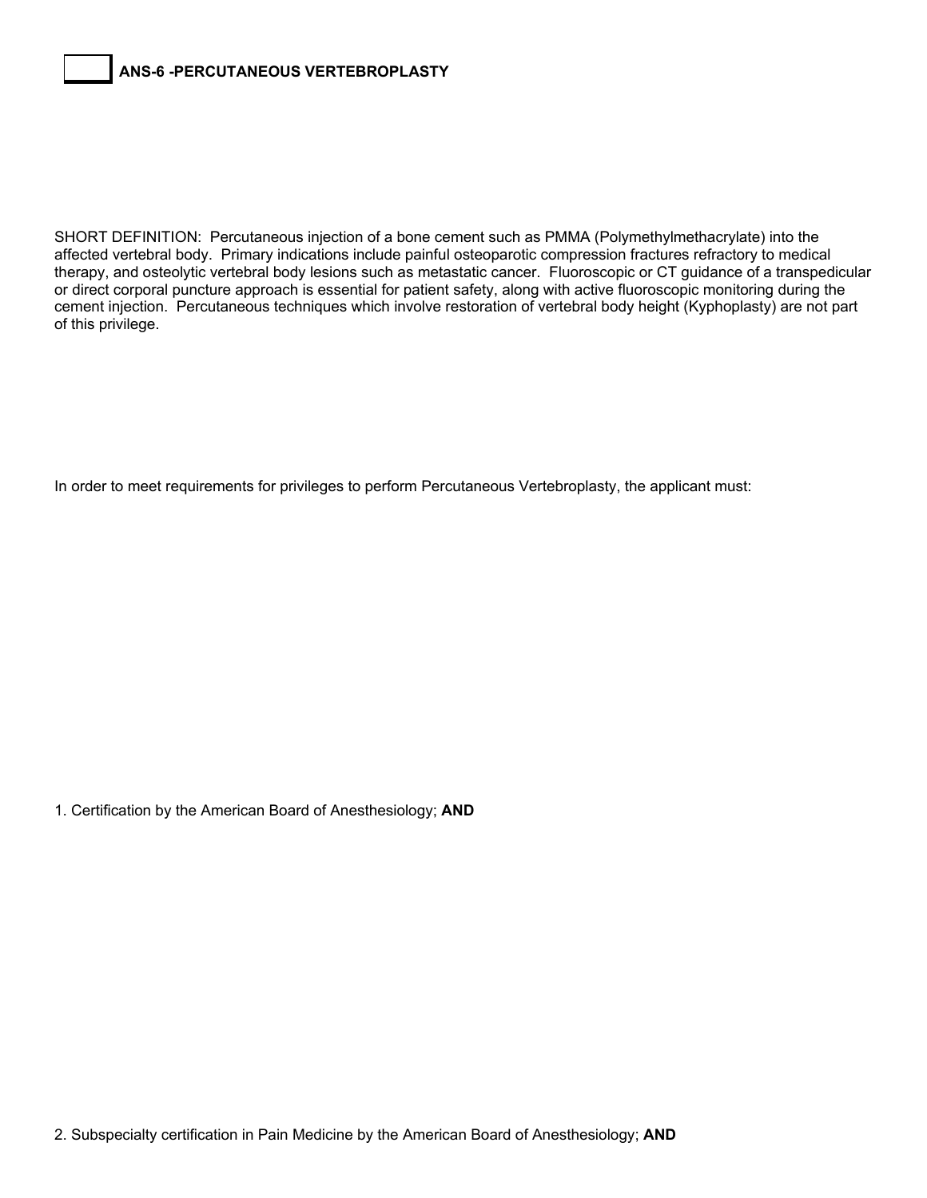## ANS-6 -PERCUTANEOUS VERTEBROPLASTY

SHORT DEFINITION: Percutaneous injection of a bone cement such as PMMA (Polymethylmethacrylate) into the affected vertebral body. Primary indications include painful osteoparotic compression fractures refractory to medical therapy, and osteolytic vertebral body lesions such as metastatic cancer. Fluoroscopic or CT guidance of a transpedicular or direct corporal puncture approach is essential for patient safety, along with active fluoroscopic monitoring during the cement injection. Percutaneous techniques which involve restoration of vertebral body height (Kyphoplasty) are not part of this privilege.

In order to meet requirements for privileges to perform Percutaneous Vertebroplasty, the applicant must:

1. Certification by the American Board of Anesthesiology; **AND**

2. Subspecialty certification in Pain Medicine by the American Board of Anesthesiology; **AND**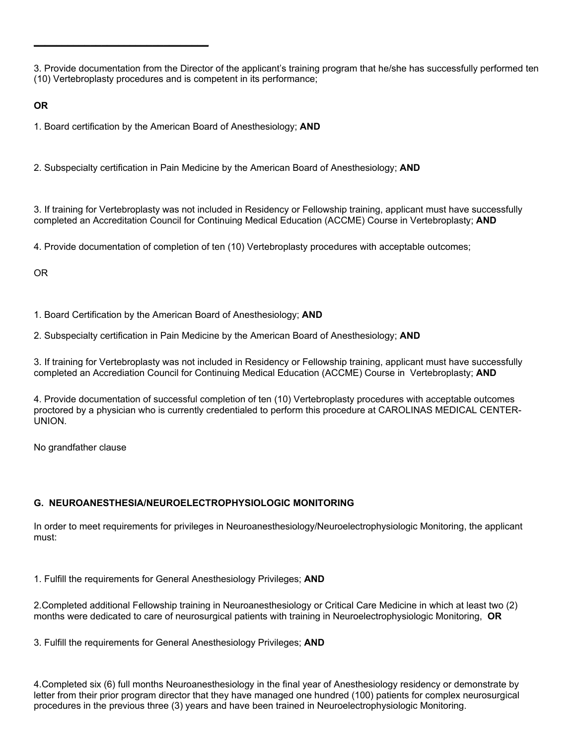3. Provide documentation from the Director of the applicant's training program that he/she has successfully performed ten (10) Vertebroplasty procedures and is competent in its performance;

**OR**

1. Board certification by the American Board of Anesthesiology; **AND**

2. Subspecialty certification in Pain Medicine by the American Board of Anesthesiology; **AND**

3. If training for Vertebroplasty was not included in Residency or Fellowship training, applicant must have successfully completed an Accreditation Council for Continuing Medical Education (ACCME) Course in Vertebroplasty; **AND**

4. Provide documentation of completion of ten (10) Vertebroplasty procedures with acceptable outcomes;

OR

1. Board Certification by the American Board of Anesthesiology; **AND**

2. Subspecialty certification in Pain Medicine by the American Board of Anesthesiology; **AND**

3. If training for Vertebroplasty was not included in Residency or Fellowship training, applicant must have successfully completed an Accrediation Council for Continuing Medical Education (ACCME) Course in Vertebroplasty; **AND**

4. Provide documentation of successful completion of ten (10) Vertebroplasty procedures with acceptable outcomes proctored by a physician who is currently credentialed to perform this procedure at CAROLINAS MEDICAL CENTER-UNION.

No grandfather clause

**G. NEUROANESTHESIA/NEUROELECTROPHYSIOLOGIC MONITORING**

In order to meet requirements for privileges in Neuroanesthesiology/Neuroelectrophysiologic Monitoring, the applicant must:

1. Fulfill the requirements for General Anesthesiology Privileges; **AND**

2. Completed additional Fellowship training in Neuroanesthesiology or Critical Care Medicine in which at least two (2) months were dedicated to care of neurosurgical patients with training in Neuroelectrophysiologic Monitoring, **OR**

3. Fulfill the requirements for General Anesthesiology Privileges; **AND**

4. Completed six (6) full months Neuroanesthesiology in the final year of Anesthesiology residency or demonstrate by letter from their prior program director that they have managed one hundred (100) patients for complex neurosurgical procedures in the previous three (3) years and have been trained in Neuroelectrophysiologic Monitoring.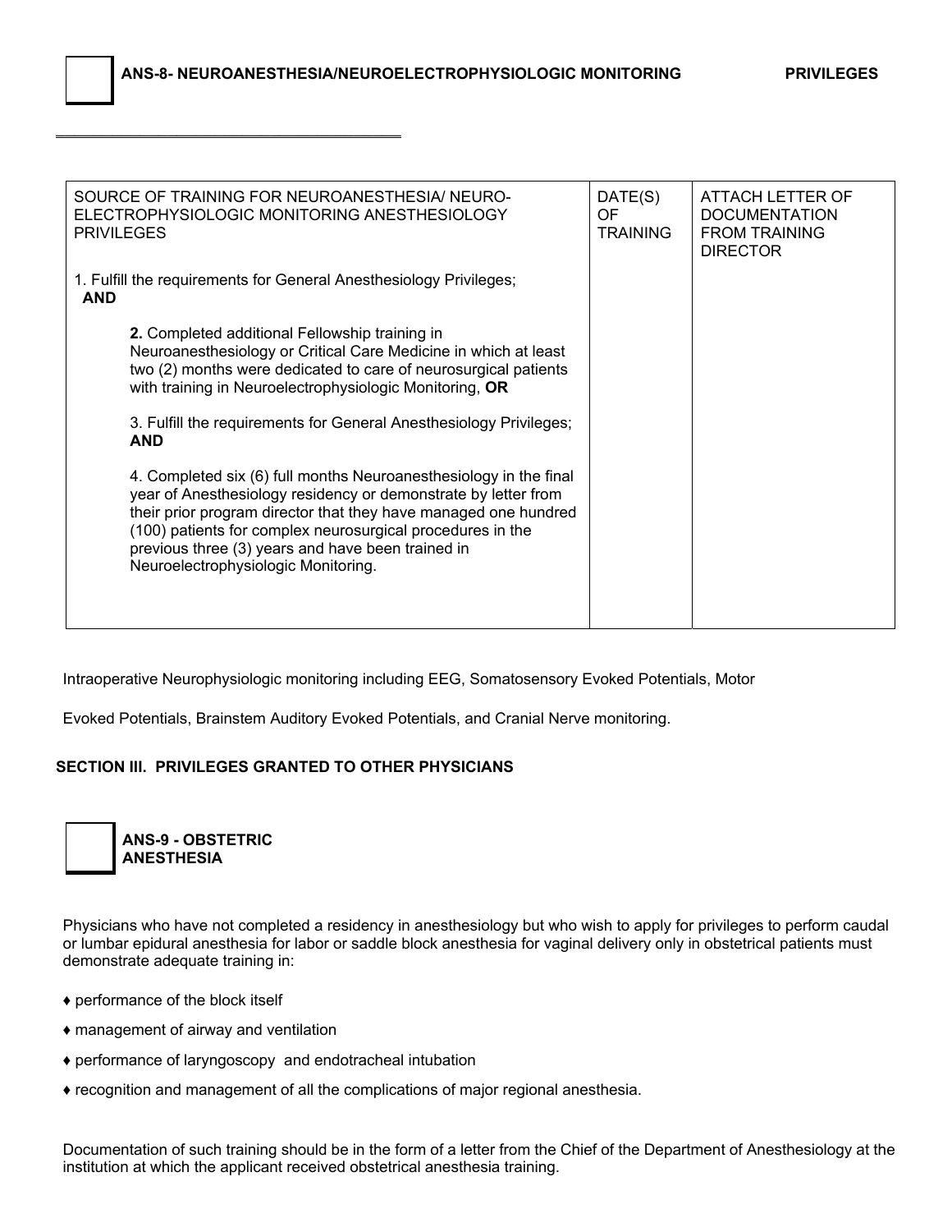☐ **ANS-8- NEUROANESTHESIA/NEUROELECTROPHYSIOLOGIC MONITORING PRIVILEGES**

| SOURCE OF TRAINING FOR NEUROANESTHESIA/ NEURO-ELECTROPHYSIOLOGIC MONITORING ANESTHESIOLOGY PRIVILEGES | DATE(S) OF TRAINING | ATTACH LETTER OF DOCUMENTATION FROM TRAINING DIRECTOR |
|---|---|---|
| 1. Fulfill the requirements for General Anesthesiology Privileges; **AND**<br><br>**2.** Completed additional Fellowship training in Neuroanesthesiology or Critical Care Medicine in which at least two (2) months were dedicated to care of neurosurgical patients with training in Neuroelectrophysiologic Monitoring, **OR**<br><br>3. Fulfill the requirements for General Anesthesiology Privileges; **AND**<br><br>4. Completed six (6) full months Neuroanesthesiology in the final year of Anesthesiology residency or demonstrate by letter from their prior program director that they have managed one hundred (100) patients for complex neurosurgical procedures in the previous three (3) years and have been trained in Neuroelectrophysiologic Monitoring. | | |

Intraoperative Neurophysiologic monitoring including EEG, Somatosensory Evoked Potentials, Motor

Evoked Potentials, Brainstem Auditory Evoked Potentials, and Cranial Nerve monitoring.

## SECTION III. PRIVILEGES GRANTED TO OTHER PHYSICIANS

☐ **ANS-9 - OBSTETRIC ANESTHESIA**

Physicians who have not completed a residency in anesthesiology but who wish to apply for privileges to perform caudal or lumbar epidural anesthesia for labor or saddle block anesthesia for vaginal delivery only in obstetrical patients must demonstrate adequate training in:

- ♦ performance of the block itself
- ♦ management of airway and ventilation
- ♦ performance of laryngoscopy and endotracheal intubation
- ♦ recognition and management of all the complications of major regional anesthesia.

Documentation of such training should be in the form of a letter from the Chief of the Department of Anesthesiology at the institution at which the applicant received obstetrical anesthesia training.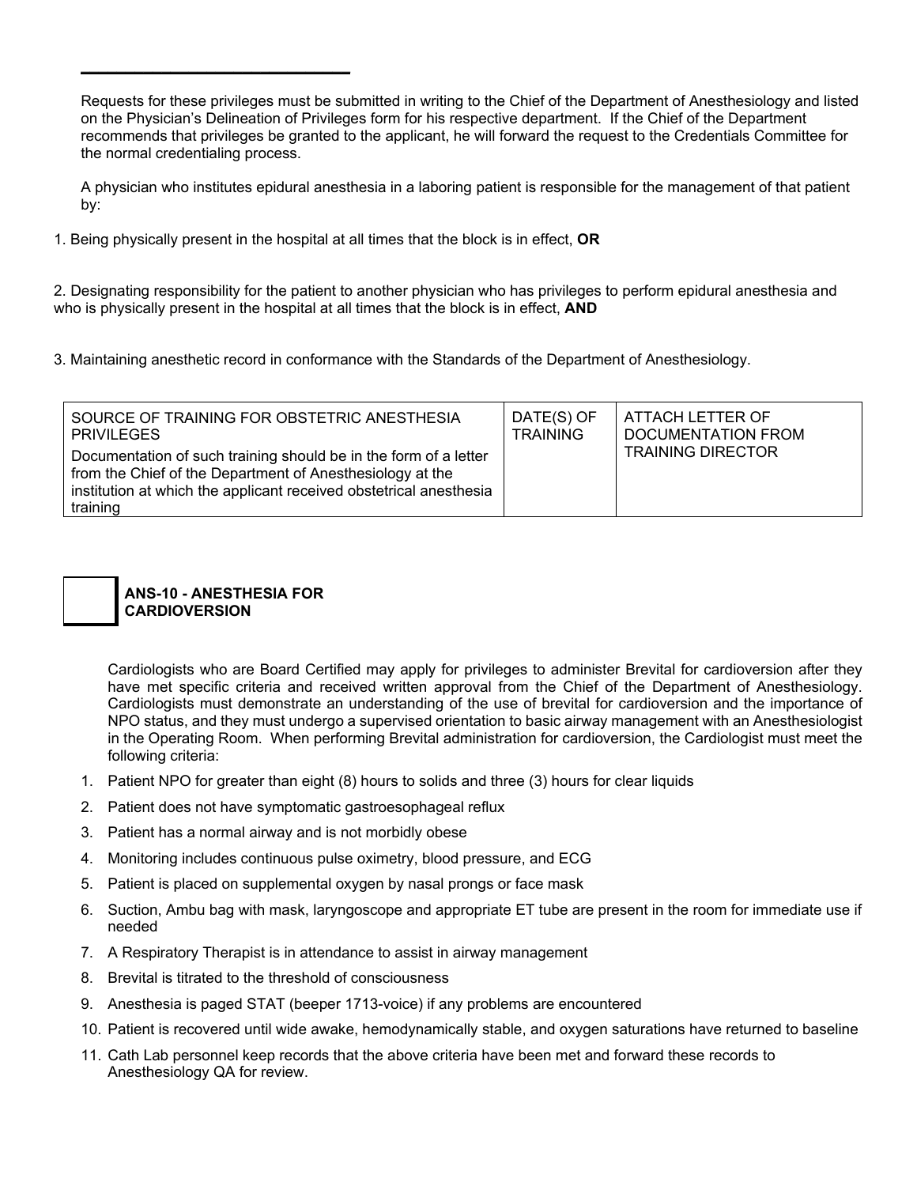Requests for these privileges must be submitted in writing to the Chief of the Department of Anesthesiology and listed on the Physician's Delineation of Privileges form for his respective department. If the Chief of the Department recommends that privileges be granted to the applicant, he will forward the request to the Credentials Committee for the normal credentialing process.

A physician who institutes epidural anesthesia in a laboring patient is responsible for the management of that patient by:

1. Being physically present in the hospital at all times that the block is in effect, **OR**

2. Designating responsibility for the patient to another physician who has privileges to perform epidural anesthesia and who is physically present in the hospital at all times that the block is in effect, **AND**

3. Maintaining anesthetic record in conformance with the Standards of the Department of Anesthesiology.

| SOURCE OF TRAINING FOR OBSTETRIC ANESTHESIA PRIVILEGES<br>Documentation of such training should be in the form of a letter from the Chief of the Department of Anesthesiology at the institution at which the applicant received obstetrical anesthesia training | DATE(S) OF TRAINING | ATTACH LETTER OF DOCUMENTATION FROM TRAINING DIRECTOR |
|---|---|---|

☐ **ANS-10 - ANESTHESIA FOR CARDIOVERSION**

Cardiologists who are Board Certified may apply for privileges to administer Brevital for cardioversion after they have met specific criteria and received written approval from the Chief of the Department of Anesthesiology. Cardiologists must demonstrate an understanding of the use of brevital for cardioversion and the importance of NPO status, and they must undergo a supervised orientation to basic airway management with an Anesthesiologist in the Operating Room. When performing Brevital administration for cardioversion, the Cardiologist must meet the following criteria:

1. Patient NPO for greater than eight (8) hours to solids and three (3) hours for clear liquids
2. Patient does not have symptomatic gastroesophageal reflux
3. Patient has a normal airway and is not morbidly obese
4. Monitoring includes continuous pulse oximetry, blood pressure, and ECG
5. Patient is placed on supplemental oxygen by nasal prongs or face mask
6. Suction, Ambu bag with mask, laryngoscope and appropriate ET tube are present in the room for immediate use if needed
7. A Respiratory Therapist is in attendance to assist in airway management
8. Brevital is titrated to the threshold of consciousness
9. Anesthesia is paged STAT (beeper 1713-voice) if any problems are encountered
10. Patient is recovered until wide awake, hemodynamically stable, and oxygen saturations have returned to baseline
11. Cath Lab personnel keep records that the above criteria have been met and forward these records to Anesthesiology QA for review.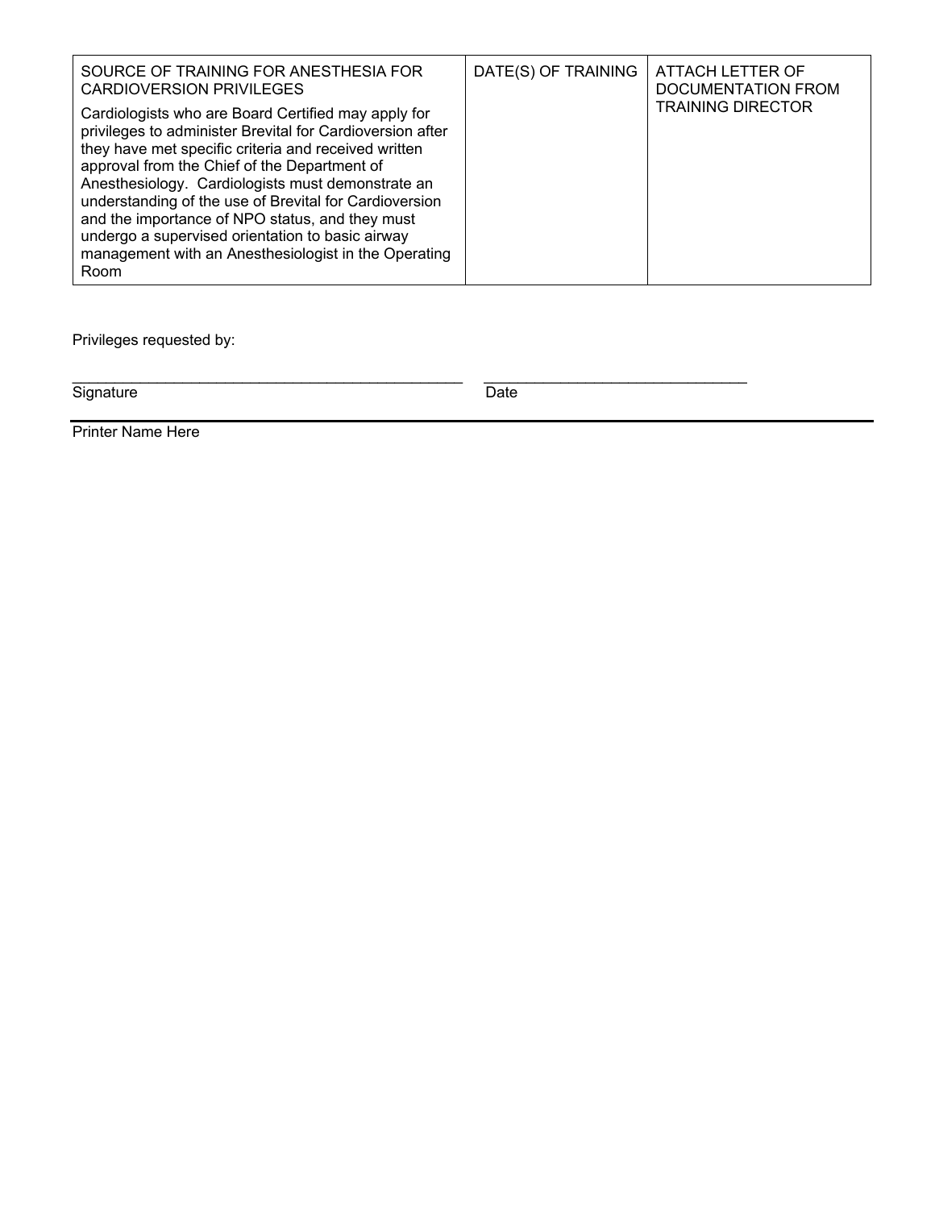| SOURCE OF TRAINING FOR ANESTHESIA FOR CARDIOVERSION PRIVILEGES<br><br>Cardiologists who are Board Certified may apply for privileges to administer Brevital for Cardioversion after they have met specific criteria and received written approval from the Chief of the Department of Anesthesiology. Cardiologists must demonstrate an understanding of the use of Brevital for Cardioversion and the importance of NPO status, and they must undergo a supervised orientation to basic airway management with an Anesthesiologist in the Operating Room | DATE(S) OF TRAINING | ATTACH LETTER OF DOCUMENTATION FROM TRAINING DIRECTOR |
|---|---|---|

Privileges requested by:

_______________________________________________ ______________________________

Signature Date

Printer Name Here